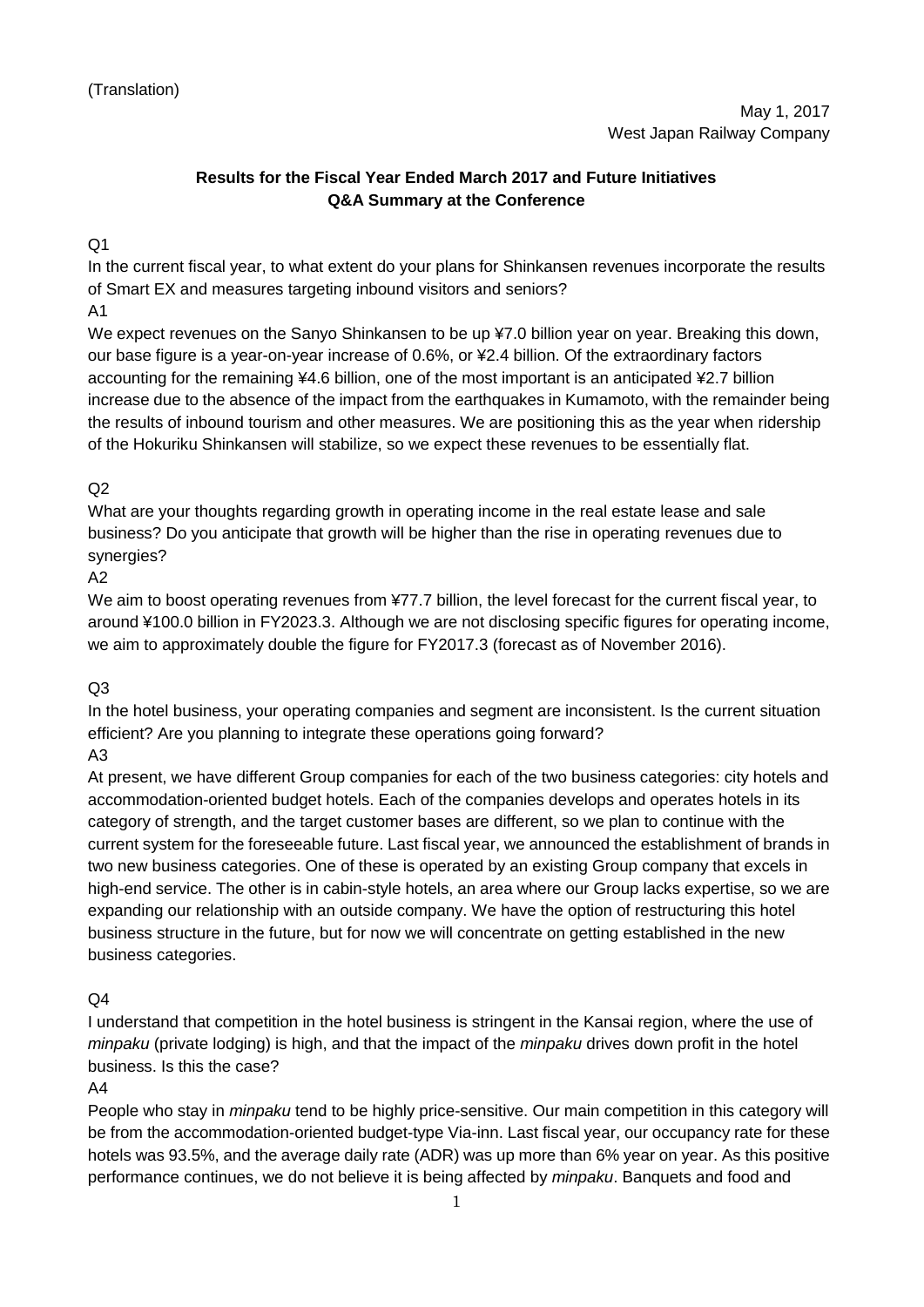(Translation)

May 1, 2017
West Japan Railway Company

**Results for the Fiscal Year Ended March 2017 and Future Initiatives**
**Q&A Summary at the Conference**

Q1

In the current fiscal year, to what extent do your plans for Shinkansen revenues incorporate the results of Smart EX and measures targeting inbound visitors and seniors?

A1

We expect revenues on the Sanyo Shinkansen to be up ¥7.0 billion year on year. Breaking this down, our base figure is a year-on-year increase of 0.6%, or ¥2.4 billion. Of the extraordinary factors accounting for the remaining ¥4.6 billion, one of the most important is an anticipated ¥2.7 billion increase due to the absence of the impact from the earthquakes in Kumamoto, with the remainder being the results of inbound tourism and other measures. We are positioning this as the year when ridership of the Hokuriku Shinkansen will stabilize, so we expect these revenues to be essentially flat.

Q2

What are your thoughts regarding growth in operating income in the real estate lease and sale business? Do you anticipate that growth will be higher than the rise in operating revenues due to synergies?

A2

We aim to boost operating revenues from ¥77.7 billion, the level forecast for the current fiscal year, to around ¥100.0 billion in FY2023.3. Although we are not disclosing specific figures for operating income, we aim to approximately double the figure for FY2017.3 (forecast as of November 2016).

Q3

In the hotel business, your operating companies and segment are inconsistent. Is the current situation efficient? Are you planning to integrate these operations going forward?

A3

At present, we have different Group companies for each of the two business categories: city hotels and accommodation-oriented budget hotels. Each of the companies develops and operates hotels in its category of strength, and the target customer bases are different, so we plan to continue with the current system for the foreseeable future. Last fiscal year, we announced the establishment of brands in two new business categories. One of these is operated by an existing Group company that excels in high-end service. The other is in cabin-style hotels, an area where our Group lacks expertise, so we are expanding our relationship with an outside company. We have the option of restructuring this hotel business structure in the future, but for now we will concentrate on getting established in the new business categories.

Q4

I understand that competition in the hotel business is stringent in the Kansai region, where the use of *minpaku* (private lodging) is high, and that the impact of the *minpaku* drives down profit in the hotel business. Is this the case?

A4

People who stay in *minpaku* tend to be highly price-sensitive. Our main competition in this category will be from the accommodation-oriented budget-type Via-inn. Last fiscal year, our occupancy rate for these hotels was 93.5%, and the average daily rate (ADR) was up more than 6% year on year. As this positive performance continues, we do not believe it is being affected by *minpaku*. Banquets and food and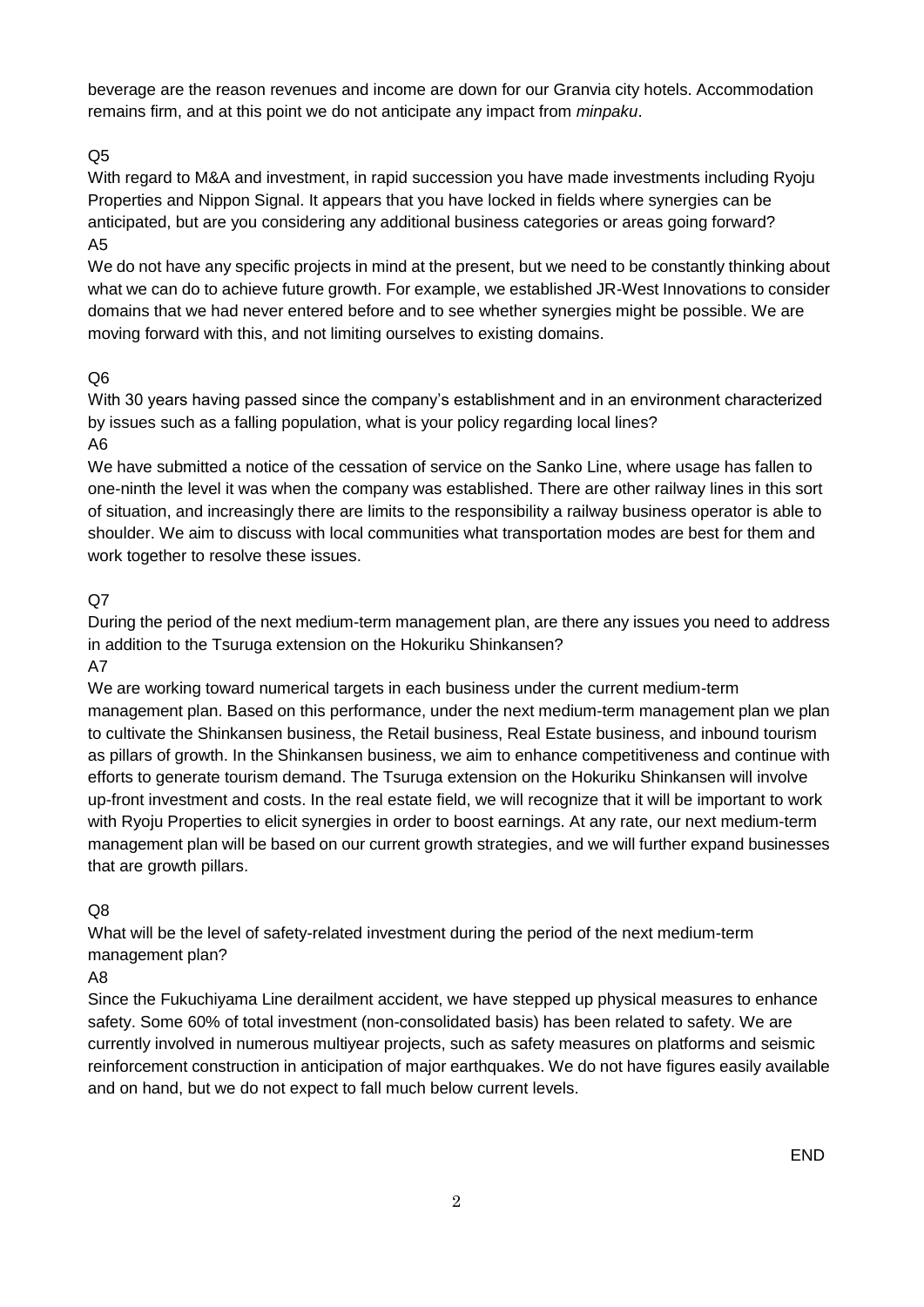beverage are the reason revenues and income are down for our Granvia city hotels. Accommodation remains firm, and at this point we do not anticipate any impact from *minpaku*.

Q5

With regard to M&A and investment, in rapid succession you have made investments including Ryoju Properties and Nippon Signal. It appears that you have locked in fields where synergies can be anticipated, but are you considering any additional business categories or areas going forward?

A5

We do not have any specific projects in mind at the present, but we need to be constantly thinking about what we can do to achieve future growth. For example, we established JR-West Innovations to consider domains that we had never entered before and to see whether synergies might be possible. We are moving forward with this, and not limiting ourselves to existing domains.

Q6

With 30 years having passed since the company's establishment and in an environment characterized by issues such as a falling population, what is your policy regarding local lines?

A6

We have submitted a notice of the cessation of service on the Sanko Line, where usage has fallen to one-ninth the level it was when the company was established. There are other railway lines in this sort of situation, and increasingly there are limits to the responsibility a railway business operator is able to shoulder. We aim to discuss with local communities what transportation modes are best for them and work together to resolve these issues.

Q7

During the period of the next medium-term management plan, are there any issues you need to address in addition to the Tsuruga extension on the Hokuriku Shinkansen?

A7

We are working toward numerical targets in each business under the current medium-term management plan. Based on this performance, under the next medium-term management plan we plan to cultivate the Shinkansen business, the Retail business, Real Estate business, and inbound tourism as pillars of growth. In the Shinkansen business, we aim to enhance competitiveness and continue with efforts to generate tourism demand. The Tsuruga extension on the Hokuriku Shinkansen will involve up-front investment and costs. In the real estate field, we will recognize that it will be important to work with Ryoju Properties to elicit synergies in order to boost earnings. At any rate, our next medium-term management plan will be based on our current growth strategies, and we will further expand businesses that are growth pillars.

Q8

What will be the level of safety-related investment during the period of the next medium-term management plan?

A8

Since the Fukuchiyama Line derailment accident, we have stepped up physical measures to enhance safety. Some 60% of total investment (non-consolidated basis) has been related to safety. We are currently involved in numerous multiyear projects, such as safety measures on platforms and seismic reinforcement construction in anticipation of major earthquakes. We do not have figures easily available and on hand, but we do not expect to fall much below current levels.

END